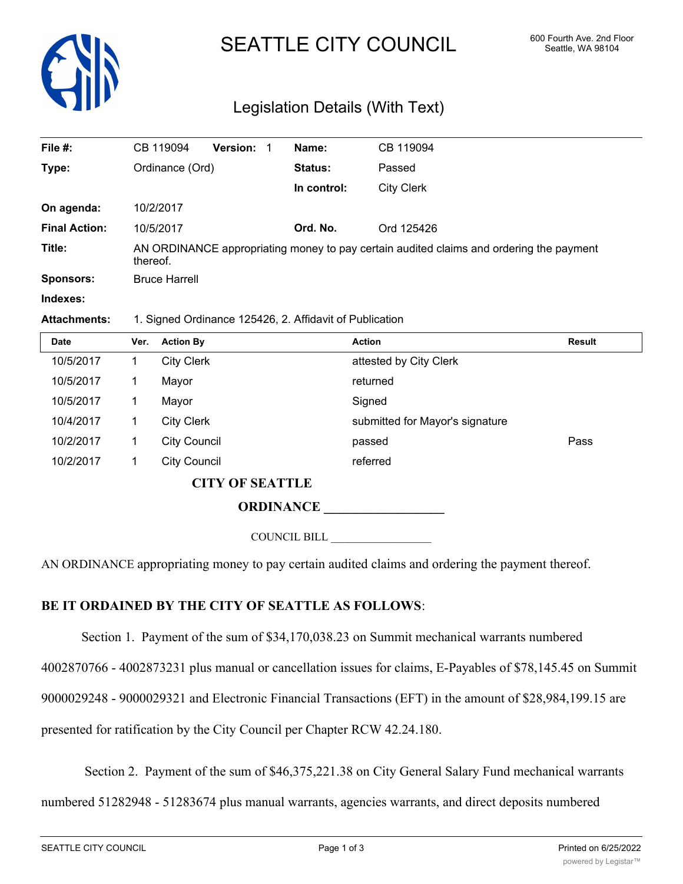# SEATTLE CITY COUNCIL

600 Fourth Ave. 2nd Floor
Seattle, WA 98104

## Legislation Details (With Text)

| | | | |
|---|---|---|---|
| **File #:** | CB 119094 **Version:** 1 | **Name:** | CB 119094 |
| **Type:** | Ordinance (Ord) | **Status:** | Passed |
| | | **In control:** | City Clerk |
| **On agenda:** | 10/2/2017 | | |
| **Final Action:** | 10/5/2017 | **Ord. No.** | Ord 125426 |
| **Title:** | AN ORDINANCE appropriating money to pay certain audited claims and ordering the payment thereof. | | |
| **Sponsors:** | Bruce Harrell | | |
| **Indexes:** | | | |
| **Attachments:** | 1. Signed Ordinance 125426, 2. Affidavit of Publication | | |

| Date | Ver. | Action By | Action | Result |
|---|---|---|---|---|
| 10/5/2017 | 1 | City Clerk | attested by City Clerk | |
| 10/5/2017 | 1 | Mayor | returned | |
| 10/5/2017 | 1 | Mayor | Signed | |
| 10/4/2017 | 1 | City Clerk | submitted for Mayor's signature | |
| 10/2/2017 | 1 | City Council | passed | Pass |
| 10/2/2017 | 1 | City Council | referred | |

**CITY OF SEATTLE**

**ORDINANCE __________________**

COUNCIL BILL __________________

AN ORDINANCE appropriating money to pay certain audited claims and ordering the payment thereof.

**BE IT ORDAINED BY THE CITY OF SEATTLE AS FOLLOWS**:

Section 1. Payment of the sum of $34,170,038.23 on Summit mechanical warrants numbered 4002870766 - 4002873231 plus manual or cancellation issues for claims, E-Payables of $78,145.45 on Summit 9000029248 - 9000029321 and Electronic Financial Transactions (EFT) in the amount of $28,984,199.15 are presented for ratification by the City Council per Chapter RCW 42.24.180.

Section 2. Payment of the sum of $46,375,221.38 on City General Salary Fund mechanical warrants numbered 51282948 - 51283674 plus manual warrants, agencies warrants, and direct deposits numbered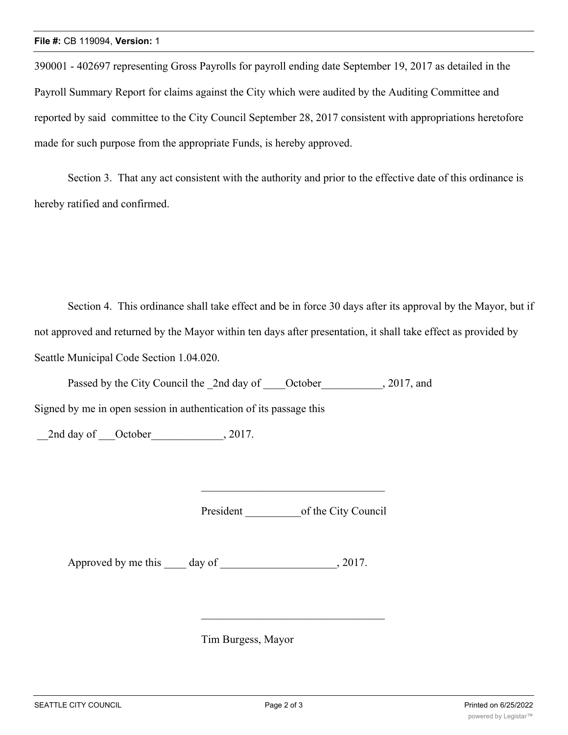390001 - 402697 representing Gross Payrolls for payroll ending date September 19, 2017 as detailed in the Payroll Summary Report for claims against the City which were audited by the Auditing Committee and reported by said committee to the City Council September 28, 2017 consistent with appropriations heretofore made for such purpose from the appropriate Funds, is hereby approved.

Section 3. That any act consistent with the authority and prior to the effective date of this ordinance is hereby ratified and confirmed.

Section 4. This ordinance shall take effect and be in force 30 days after its approval by the Mayor, but if not approved and returned by the Mayor within ten days after presentation, it shall take effect as provided by Seattle Municipal Code Section 1.04.020.

Passed by the City Council the _2nd day of ____October___________, 2017, and

Signed by me in open session in authentication of its passage this

__2nd day of ___October_____________, 2017.

__________________________________

President __________of the City Council

Approved by me this ____ day of _____________________, 2017.

__________________________________

Tim Burgess, Mayor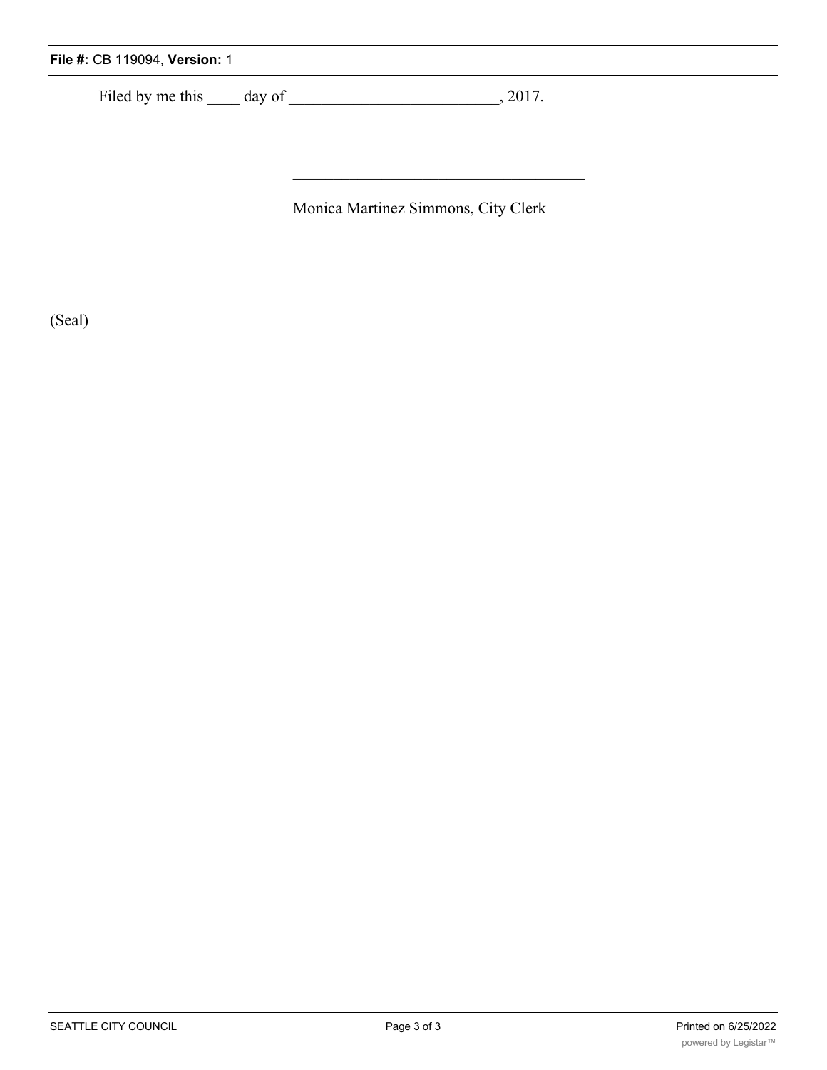Filed by me this ____ day of __________________________, 2017.

____________________________________

Monica Martinez Simmons, City Clerk

(Seal)